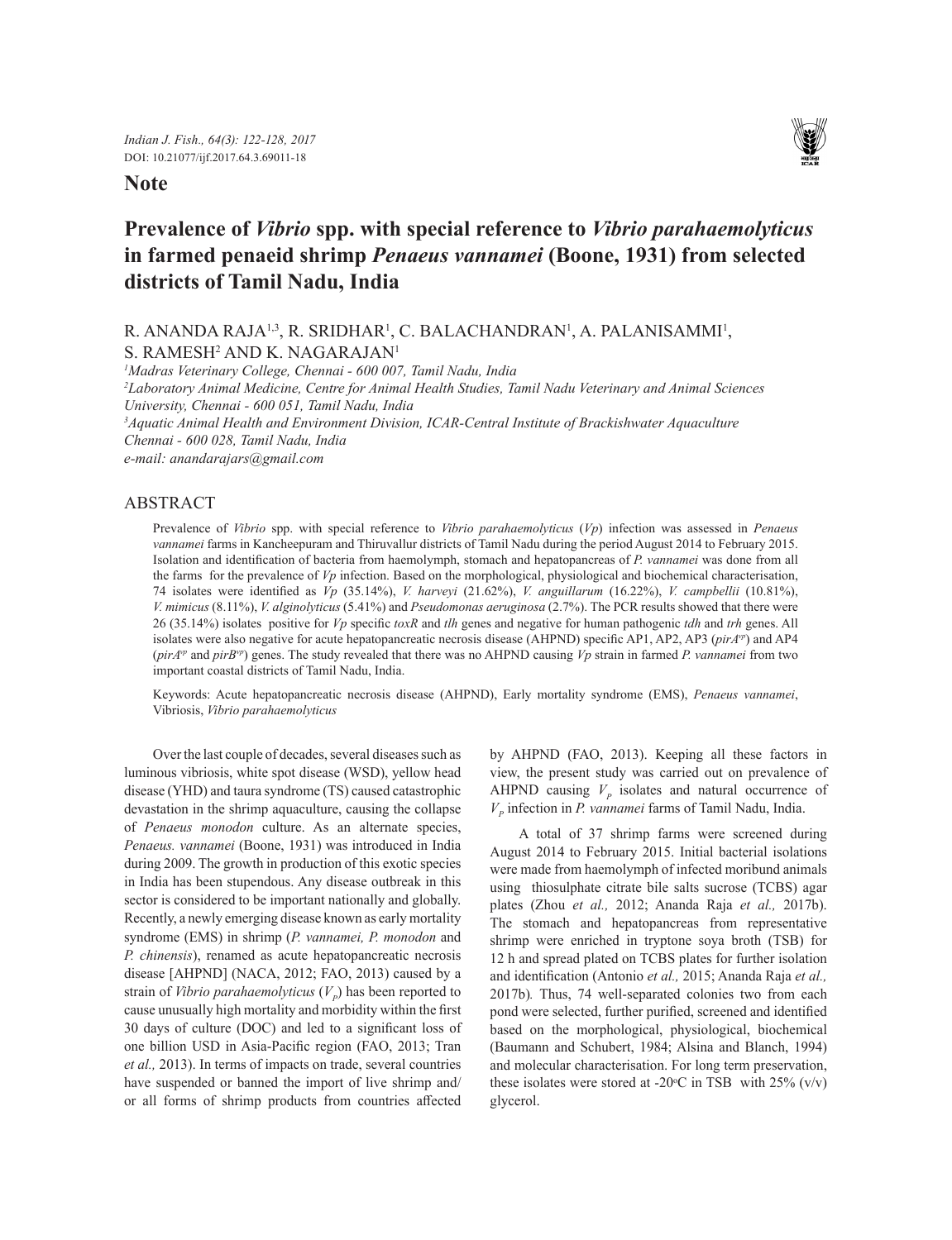**Note**

# Prevalence of *Vibrio* spp. with special reference to *Vibrio parahaemolyticus* in farmed penaeid shrimp *Penaeus vannamei* (Boone, 1931) from selected districts of Tamil Nadu, India

R. ANANDA RAJA[1,3], R. SRIDHAR[1], C. BALACHANDRAN[1], A. PALANISAMMI[1], S. RAMESH[2] AND K. NAGARAJAN[1]

[1]Madras Veterinary College, Chennai - 600 007, Tamil Nadu, India
[2]Laboratory Animal Medicine, Centre for Animal Health Studies, Tamil Nadu Veterinary and Animal Sciences University, Chennai - 600 051, Tamil Nadu, India
[3]Aquatic Animal Health and Environment Division, ICAR-Central Institute of Brackishwater Aquaculture Chennai - 600 028, Tamil Nadu, India
e-mail: anandarajars@gmail.com

## ABSTRACT

Prevalence of *Vibrio* spp. with special reference to *Vibrio parahaemolyticus* (*Vp*) infection was assessed in *Penaeus vannamei* farms in Kancheepuram and Thiruvallur districts of Tamil Nadu during the period August 2014 to February 2015. Isolation and identification of bacteria from haemolymph, stomach and hepatopancreas of *P. vannamei* was done from all the farms for the prevalence of *Vp* infection. Based on the morphological, physiological and biochemical characterisation, 74 isolates were identified as *Vp* (35.14%), *V. harveyi* (21.62%), *V. anguillarum* (16.22%), *V. campbellii* (10.81%), *V. mimicus* (8.11%), *V. alginolyticus* (5.41%) and *Pseudomonas aeruginosa* (2.7%). The PCR results showed that there were 26 (35.14%) isolates positive for *Vp* specific *toxR* and *tlh* genes and negative for human pathogenic *tdh* and *trh* genes. All isolates were also negative for acute hepatopancreatic necrosis disease (AHPND) specific AP1, AP2, AP3 (*pirA*[vp]) and AP4 (*pirA*[vp] and *pirB*[vp]) genes. The study revealed that there was no AHPND causing *Vp* strain in farmed *P. vannamei* from two important coastal districts of Tamil Nadu, India.

Keywords: Acute hepatopancreatic necrosis disease (AHPND), Early mortality syndrome (EMS), *Penaeus vannamei*, Vibriosis, *Vibrio parahaemolyticus*

Over the last couple of decades, several diseases such as luminous vibriosis, white spot disease (WSD), yellow head disease (YHD) and taura syndrome (TS) caused catastrophic devastation in the shrimp aquaculture, causing the collapse of *Penaeus monodon* culture. As an alternate species, *Penaeus. vannamei* (Boone, 1931) was introduced in India during 2009. The growth in production of this exotic species in India has been stupendous. Any disease outbreak in this sector is considered to be important nationally and globally. Recently, a newly emerging disease known as early mortality syndrome (EMS) in shrimp (*P. vannamei, P. monodon* and *P. chinensis*), renamed as acute hepatopancreatic necrosis disease [AHPND] (NACA, 2012; FAO, 2013) caused by a strain of *Vibrio parahaemolyticus* ($V_p$) has been reported to cause unusually high mortality and morbidity within the first 30 days of culture (DOC) and led to a significant loss of one billion USD in Asia-Pacific region (FAO, 2013; Tran *et al.,* 2013). In terms of impacts on trade, several countries have suspended or banned the import of live shrimp and/or all forms of shrimp products from countries affected by AHPND (FAO, 2013). Keeping all these factors in view, the present study was carried out on prevalence of AHPND causing $V_P$ isolates and natural occurrence of $V_P$ infection in *P. vannamei* farms of Tamil Nadu, India.

A total of 37 shrimp farms were screened during August 2014 to February 2015. Initial bacterial isolations were made from haemolymph of infected moribund animals using thiosulphate citrate bile salts sucrose (TCBS) agar plates (Zhou *et al.,* 2012; Ananda Raja *et al.,* 2017b). The stomach and hepatopancreas from representative shrimp were enriched in tryptone soya broth (TSB) for 12 h and spread plated on TCBS plates for further isolation and identification (Antonio *et al.,* 2015; Ananda Raja *et al.,* 2017b)*.* Thus, 74 well-separated colonies two from each pond were selected, further purified, screened and identified based on the morphological, physiological, biochemical (Baumann and Schubert, 1984; Alsina and Blanch, 1994) and molecular characterisation. For long term preservation, these isolates were stored at -20$^{o}$C in TSB with 25% (v/v) glycerol.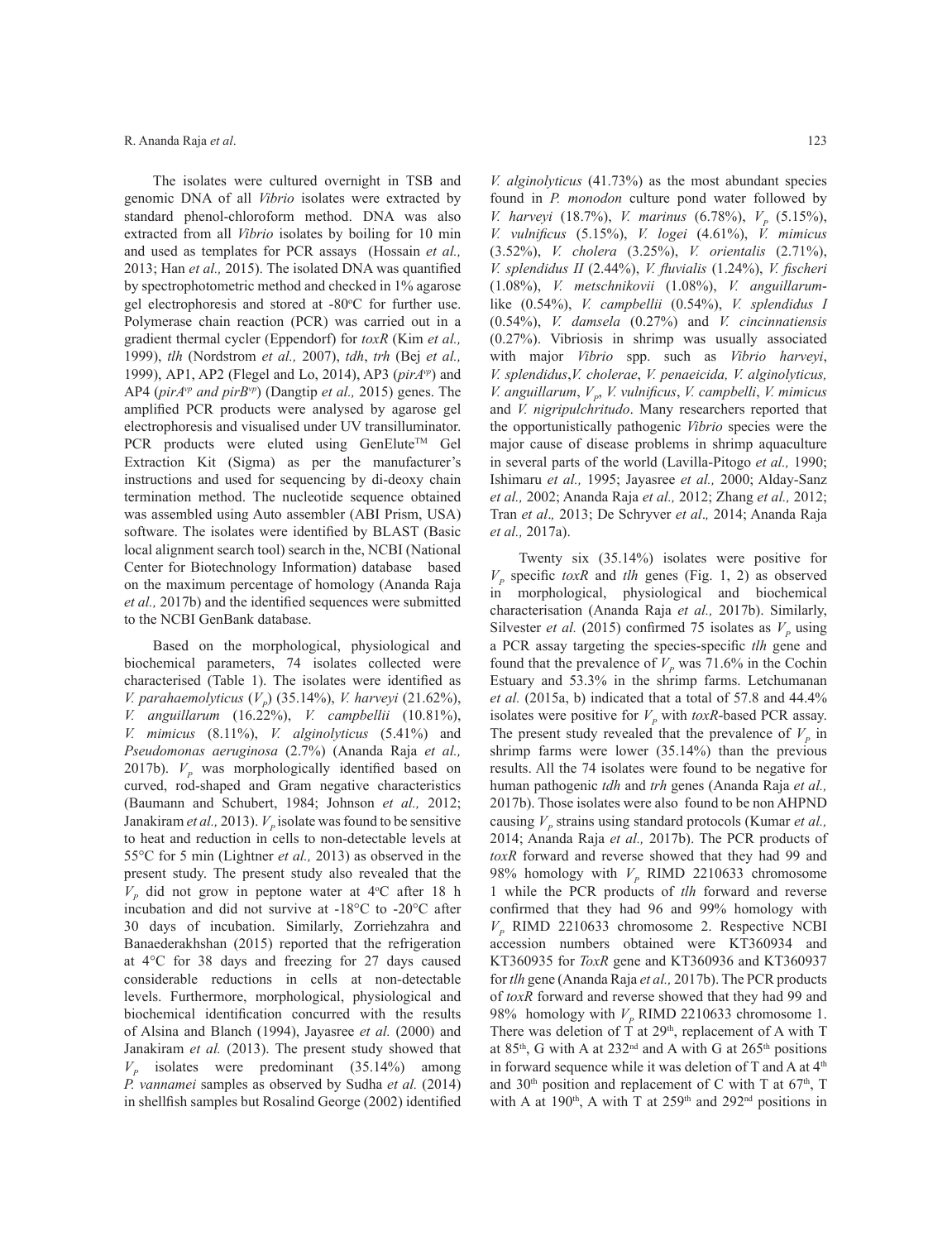The isolates were cultured overnight in TSB and genomic DNA of all *Vibrio* isolates were extracted by standard phenol-chloroform method. DNA was also extracted from all *Vibrio* isolates by boiling for 10 min and used as templates for PCR assays (Hossain *et al.,* 2013; Han *et al.,* 2015). The isolated DNA was quantified by spectrophotometric method and checked in 1% agarose gel electrophoresis and stored at -80°C for further use. Polymerase chain reaction (PCR) was carried out in a gradient thermal cycler (Eppendorf) for *toxR* (Kim *et al.,* 1999), *tlh* (Nordstrom *et al.,* 2007), *tdh*, *trh* (Bej *et al.,* 1999), AP1, AP2 (Flegel and Lo, 2014), AP3 (*pirA^{vp}*) and AP4 (*pirA^{vp} and pirB^{vp}*) (Dangtip *et al.,* 2015) genes. The amplified PCR products were analysed by agarose gel electrophoresis and visualised under UV transilluminator. PCR products were eluted using GenElute™ Gel Extraction Kit (Sigma) as per the manufacturer's instructions and used for sequencing by di-deoxy chain termination method. The nucleotide sequence obtained was assembled using Auto assembler (ABI Prism, USA) software. The isolates were identified by BLAST (Basic local alignment search tool) search in the, NCBI (National Center for Biotechnology Information) database based on the maximum percentage of homology (Ananda Raja *et al.,* 2017b) and the identified sequences were submitted to the NCBI GenBank database.

Based on the morphological, physiological and biochemical parameters, 74 isolates collected were characterised (Table 1). The isolates were identified as *V. parahaemolyticus* ($V_p$) (35.14%), *V. harveyi* (21.62%), *V. anguillarum* (16.22%), *V. campbellii* (10.81%), *V. mimicus* (8.11%), *V. alginolyticus* (5.41%) and *Pseudomonas aeruginosa* (2.7%) (Ananda Raja *et al.,* 2017b). $V_p$ was morphologically identified based on curved, rod-shaped and Gram negative characteristics (Baumann and Schubert, 1984; Johnson *et al.,* 2012; Janakiram *et al.,* 2013). $V_p$ isolate was found to be sensitive to heat and reduction in cells to non-detectable levels at 55°C for 5 min (Lightner *et al.,* 2013) as observed in the present study. The present study also revealed that the $V_p$ did not grow in peptone water at 4°C after 18 h incubation and did not survive at -18°C to -20°C after 30 days of incubation. Similarly, Zorriehzahra and Banaederakhshan (2015) reported that the refrigeration at 4°C for 38 days and freezing for 27 days caused considerable reductions in cells at non-detectable levels. Furthermore, morphological, physiological and biochemical identification concurred with the results of Alsina and Blanch (1994), Jayasree *et al.* (2000) and Janakiram *et al.* (2013). The present study showed that $V_p$ isolates were predominant (35.14%) among *P. vannamei* samples as observed by Sudha *et al.* (2014) in shellfish samples but Rosalind George (2002) identified *V. alginolyticus* (41.73%) as the most abundant species found in *P. monodon* culture pond water followed by *V. harveyi* (18.7%), *V. marinus* (6.78%), $V_p$ (5.15%), *V. vulnificus* (5.15%), *V. logei* (4.61%), *V. mimicus* (3.52%), *V. cholera* (3.25%), *V. orientalis* (2.71%), *V. splendidus II* (2.44%), *V. fluvialis* (1.24%), *V. fischeri* (1.08%), *V. metschnikovii* (1.08%), *V. anguillarum*-like (0.54%), *V. campbellii* (0.54%), *V. splendidus I* (0.54%), *V. damsela* (0.27%) and *V. cincinnatiensis* (0.27%). Vibriosis in shrimp was usually associated with major *Vibrio* spp. such as *Vibrio harveyi*, *V. splendidus*,*V. cholerae*, *V. penaeicida, V. alginolyticus, V. anguillarum*, $V_p$, *V. vulnificus*, *V. campbelli*, *V. mimicus* and *V. nigripulchritudo*. Many researchers reported that the opportunistically pathogenic *Vibrio* species were the major cause of disease problems in shrimp aquaculture in several parts of the world (Lavilla-Pitogo *et al.,* 1990; Ishimaru *et al.,* 1995; Jayasree *et al.,* 2000; Alday-Sanz *et al.,* 2002; Ananda Raja *et al.,* 2012; Zhang *et al.,* 2012; Tran *et al*., 2013; De Schryver *et al*., 2014; Ananda Raja *et al.,* 2017a).

Twenty six (35.14%) isolates were positive for $V_p$ specific *toxR* and *tlh* genes (Fig. 1, 2) as observed in morphological, physiological and biochemical characterisation (Ananda Raja *et al.,* 2017b). Similarly, Silvester *et al.* (2015) confirmed 75 isolates as $V_p$ using a PCR assay targeting the species-specific *tlh* gene and found that the prevalence of $V_p$ was 71.6% in the Cochin Estuary and 53.3% in the shrimp farms. Letchumanan *et al.* (2015a, b) indicated that a total of 57.8 and 44.4% isolates were positive for $V_p$ with *toxR*-based PCR assay. The present study revealed that the prevalence of $V_p$ in shrimp farms were lower (35.14%) than the previous results. All the 74 isolates were found to be negative for human pathogenic *tdh* and *trh* genes (Ananda Raja *et al.,* 2017b). Those isolates were also found to be non AHPND causing $V_p$ strains using standard protocols (Kumar *et al.,* 2014; Ananda Raja *et al.,* 2017b). The PCR products of *toxR* forward and reverse showed that they had 99 and 98% homology with $V_p$ RIMD 2210633 chromosome 1 while the PCR products of *tlh* forward and reverse confirmed that they had 96 and 99% homology with $V_p$ RIMD 2210633 chromosome 2. Respective NCBI accession numbers obtained were KT360934 and KT360935 for *ToxR* gene and KT360936 and KT360937 for *tlh* gene (Ananda Raja *et al.,* 2017b). The PCR products of *toxR* forward and reverse showed that they had 99 and 98% homology with $V_p$ RIMD 2210633 chromosome 1. There was deletion of T at 29th, replacement of A with T at 85th, G with A at 232nd and A with G at 265th positions in forward sequence while it was deletion of T and A at 4th and 30th position and replacement of C with T at 67th, T with A at 190th, A with T at 259th and 292nd positions in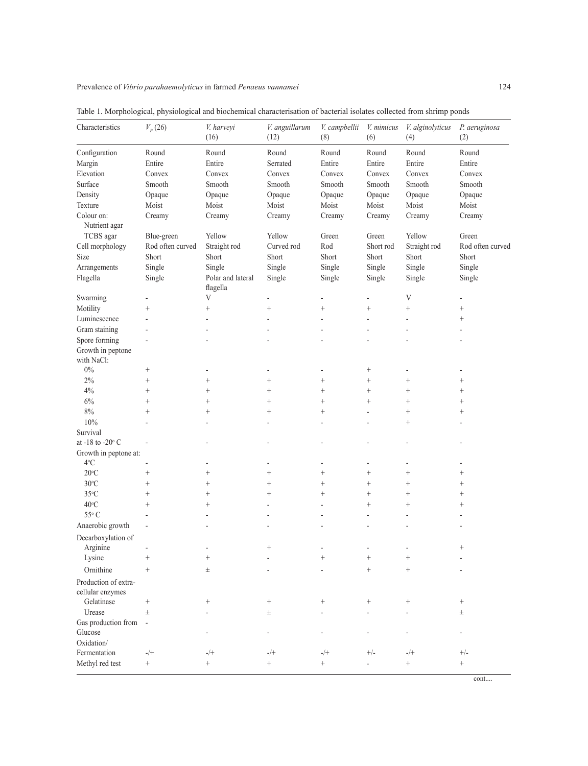Table 1. Morphological, physiological and biochemical characterisation of bacterial isolates collected from shrimp ponds

| Characteristics | $V_p$ (26) | *V. harveyi* (16) | *V. anguillarum* (12) | *V. campbellii* (8) | *V. mimicus* (6) | *V. alginolyticus* (4) | *P. aeruginosa* (2) |
|---|---|---|---|---|---|---|---|
| Configuration | Round | Round | Round | Round | Round | Round | Round |
| Margin | Entire | Entire | Serrated | Entire | Entire | Entire | Entire |
| Elevation | Convex | Convex | Convex | Convex | Convex | Convex | Convex |
| Surface | Smooth | Smooth | Smooth | Smooth | Smooth | Smooth | Smooth |
| Density | Opaque | Opaque | Opaque | Opaque | Opaque | Opaque | Opaque |
| Texture | Moist | Moist | Moist | Moist | Moist | Moist | Moist |
| Colour on: Nutrient agar | Creamy | Creamy | Creamy | Creamy | Creamy | Creamy | Creamy |
| TCBS agar | Blue-green | Yellow | Yellow | Green | Green | Yellow | Green |
| Cell morphology | Rod often curved | Straight rod | Curved rod | Rod | Short rod | Straight rod | Rod often curved |
| Size | Short | Short | Short | Short | Short | Short | Short |
| Arrangements | Single | Single | Single | Single | Single | Single | Single |
| Flagella | Single | Polar and lateral flagella | Single | Single | Single | Single | Single |
| Swarming | - | V | - | - | - | V | - |
| Motility | + | + | + | + | + | + | + |
| Luminescence | - | - | - | - | - | - | + |
| Gram staining | - | - | - | - | - | - | - |
| Spore forming | - | - | - | - | - | - | - |
| Growth in peptone with NaCl: | | | | | | | |
| 0% | + | - | - | - | + | - | - |
| 2% | + | + | + | + | + | + | + |
| 4% | + | + | + | + | + | + | + |
| 6% | + | + | + | + | + | + | + |
| 8% | + | + | + | + | - | + | + |
| 10% | - | - | - | - | - | + | - |
| Survival at -18 to -20° C | - | - | - | - | - | - | - |
| Growth in peptone at: | | | | | | | |
| 4°C | - | - | - | - | - | - | - |
| 20°C | + | + | + | + | + | + | + |
| 30°C | + | + | + | + | + | + | + |
| 35°C | + | + | + | + | + | + | + |
| 40°C | + | + | - | - | + | + | + |
| 55° C | - | - | - | - | - | - | - |
| Anaerobic growth | - | - | - | - | - | - | - |
| Decarboxylation of | | | | | | | |
| Arginine | - | - | + | - | - | - | + |
| Lysine | + | + | - | + | + | + | - |
| Ornithine | + | ± | - | - | + | + | - |
| Production of extra-cellular enzymes | | | | | | | |
| Gelatinase | + | + | + | + | + | + | + |
| Urease | ± | - | ± | - | - | - | ± |
| Gas production from Glucose | - | - | - | - | - | - | - |
| Oxidation/ Fermentation | -/+ | -/+ | -/+ | -/+ | +/- | -/+ | +/- |
| Methyl red test | + | + | + | + | - | + | + |

cont....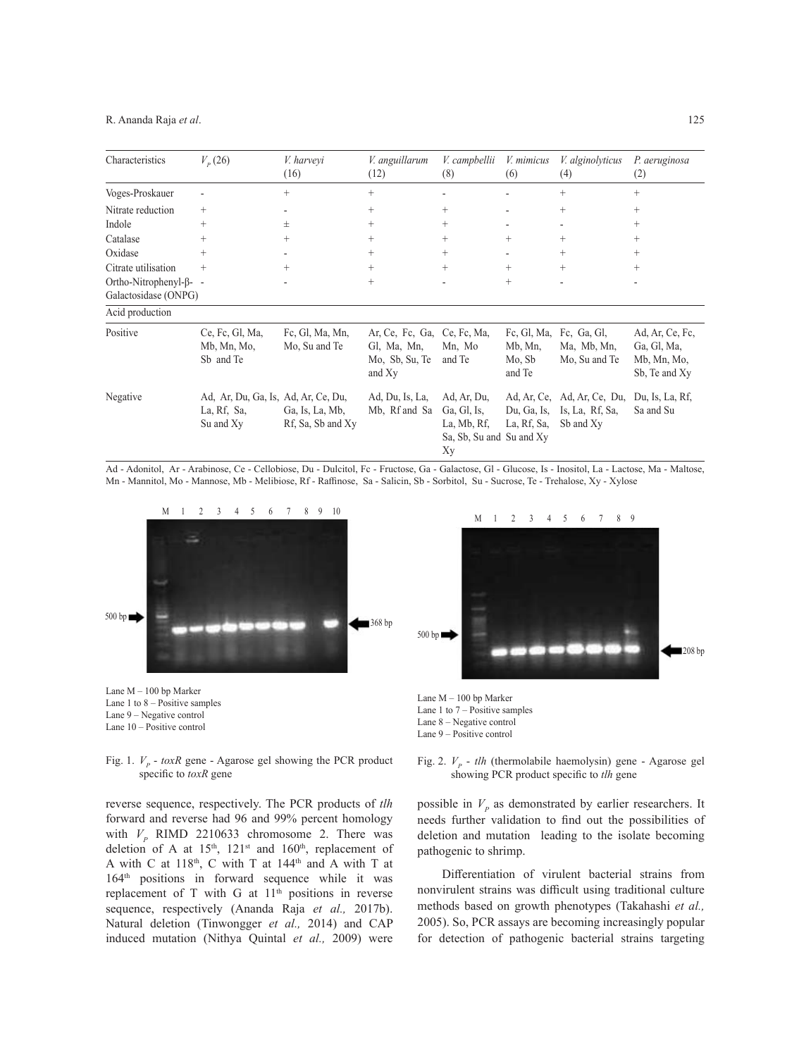| Characteristics | $V_p$ (26) | *V. harveyi* (16) | *V. anguillarum* (12) | *V. campbellii* (8) | *V. mimicus* (6) | *V. alginolyticus* (4) | *P. aeruginosa* (2) |
|---|---|---|---|---|---|---|---|
| Voges-Proskauer | - | + | + | - | - | + | + |
| Nitrate reduction | + | - | + | + | - | + | + |
| Indole | + | ± | + | + | - | - | + |
| Catalase | + | + | + | + | + | + | + |
| Oxidase | + | - | + | + | - | + | + |
| Citrate utilisation | + | + | + | + | + | + | + |
| Ortho-Nitrophenyl-β-Galactosidase (ONPG) | - | - | + | - | + | - | - |
| Acid production | | | | | | | |
| Positive | Ce, Fc, Gl, Ma, Mb, Mn, Mo, Sb and Te | Fc, Gl, Ma, Mn, Mo, Su and Te | Ar, Ce, Fc, Ga, Gl, Ma, Mn, Mo, Sb, Su, Te and Xy | Ce, Fc, Ma, Mn, Mo and Te | Fc, Gl, Ma, Mb, Mn, Mo, Sb and Te | Fc, Ga, Gl, Ma, Mb, Mn, Mo, Su and Te | Ad, Ar, Ce, Fc, Ga, Gl, Ma, Mb, Mn, Mo, Sb, Te and Xy |
| Negative | Ad, Ar, Du, Ga, Is, La, Rf, Sa, Su and Xy | Ad, Ar, Ce, Du, Ga, Is, La, Mb, Rf, Sa, Sb and Xy | Ad, Du, Is, La, Mb, Rf and Sa | Ad, Ar, Du, Ga, Gl, Is, La, Mb, Rf, Sa, Sb, Su and Xy | Ad, Ar, Ce, Du, Ga, Is, La, Rf, Sa, Su and Xy | Ad, Ar, Ce, Du, Is, La, Rf, Sa, Sb and Xy | Du, Is, La, Rf, Sa and Su |

Ad - Adonitol, Ar - Arabinose, Ce - Cellobiose, Du - Dulcitol, Fc - Fructose, Ga - Galactose, Gl - Glucose, Is - Inositol, La - Lactose, Ma - Maltose, Mn - Mannitol, Mo - Mannose, Mb - Melibiose, Rf - Raffinose, Sa - Salicin, Sb - Sorbitol, Su - Sucrose, Te - Trehalose, Xy - Xylose

Lane M – 100 bp Marker
Lane 1 to 8 – Positive samples
Lane 9 – Negative control
Lane 10 – Positive control

Fig. 1. $V_p$ - *toxR* gene - Agarose gel showing the PCR product specific to *toxR* gene

Lane M – 100 bp Marker
Lane 1 to 7 – Positive samples
Lane 8 – Negative control
Lane 9 – Positive control

Fig. 2. $V_p$ - *tlh* (thermolabile haemolysin) gene - Agarose gel showing PCR product specific to *tlh* gene

reverse sequence, respectively. The PCR products of *tlh* forward and reverse had 96 and 99% percent homology with $V_p$ RIMD 2210633 chromosome 2. There was deletion of A at 15th, 121st and 160th, replacement of A with C at 118th, C with T at 144th and A with T at 164th positions in forward sequence while it was replacement of T with G at 11th positions in reverse sequence, respectively (Ananda Raja *et al.,* 2017b). Natural deletion (Tinwongger *et al.,* 2014) and CAP induced mutation (Nithya Quintal *et al.,* 2009) were possible in $V_p$ as demonstrated by earlier researchers. It needs further validation to find out the possibilities of deletion and mutation leading to the isolate becoming pathogenic to shrimp.

Differentiation of virulent bacterial strains from nonvirulent strains was difficult using traditional culture methods based on growth phenotypes (Takahashi *et al.,* 2005). So, PCR assays are becoming increasingly popular for detection of pathogenic bacterial strains targeting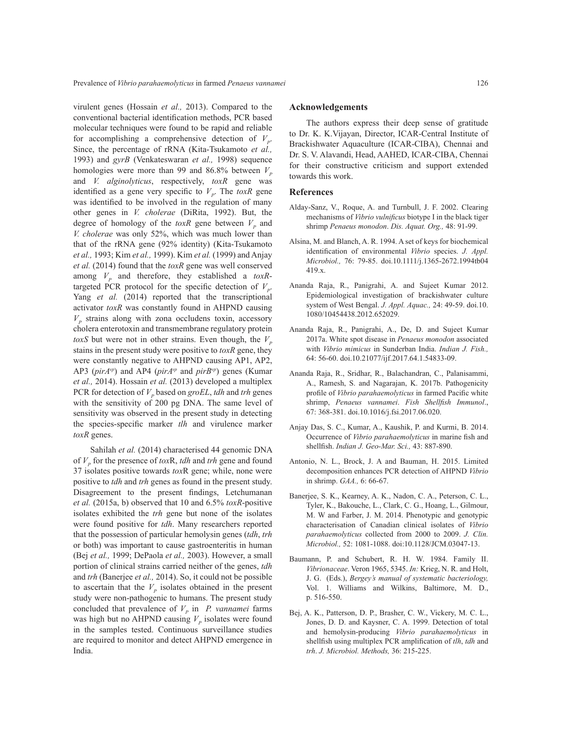virulent genes (Hossain *et al.,* 2013). Compared to the conventional bacterial identification methods, PCR based molecular techniques were found to be rapid and reliable for accomplishing a comprehensive detection of $V_P$. Since, the percentage of rRNA (Kita-Tsukamoto *et al.,* 1993) and *gyrB* (Venkateswaran *et al.,* 1998) sequence homologies were more than 99 and 86.8% between $V_P$ and *V. alginolyticus*, respectively, *toxR* gene was identified as a gene very specific to $V_P$. The *toxR* gene was identified to be involved in the regulation of many other genes in *V. cholerae* (DiRita, 1992). But, the degree of homology of the *toxR* gene between $V_P$ and *V. cholerae* was only 52%, which was much lower than that of the rRNA gene (92% identity) (Kita-Tsukamoto *et al.,* 1993; Kim *et al.,* 1999). Kim *et al.* (1999) and Anjay *et al.* (2014) found that the *toxR* gene was well conserved among $V_P$ and therefore, they established a *toxR*-targeted PCR protocol for the specific detection of $V_P$. Yang *et al.* (2014) reported that the transcriptional activator *toxR* was constantly found in AHPND causing $V_P$ strains along with zona occludens toxin, accessory cholera enterotoxin and transmembrane regulatory protein *toxS* but were not in other strains. Even though, the $V_P$ stains in the present study were positive to *toxR* gene, they were constantly negative to AHPND causing AP1, AP2, AP3 (*pirA*$^{vp}$) and AP4 (*pirA*$^{vp}$ and *pirB*$^{vp}$) genes (Kumar *et al.,* 2014). Hossain *et al.* (2013) developed a multiplex PCR for detection of $V_P$ based on *groEL*, *tdh* and *trh* genes with the sensitivity of 200 pg DNA. The same level of sensitivity was observed in the present study in detecting the species-specific marker *tlh* and virulence marker *toxR* genes.

Sahilah *et al.* (2014) characterised 44 genomic DNA of $V_P$ for the presence of *tox*R, *tdh* and *trh* gene and found 37 isolates positive towards *tox*R gene; while, none were positive to *tdh* and *trh* genes as found in the present study. Disagreement to the present findings, Letchumanan *et al.* (2015a, b) observed that 10 and 6.5% *toxR*-positive isolates exhibited the *trh* gene but none of the isolates were found positive for *tdh*. Many researchers reported that the possession of particular hemolysin genes (*tdh*, *trh* or both) was important to cause gastroenteritis in human (Bej *et al.,* 1999; DePaola *et al.,* 2003). However, a small portion of clinical strains carried neither of the genes, *tdh* and *trh* (Banerjee *et al.,* 2014). So, it could not be possible to ascertain that the $V_P$ isolates obtained in the present study were non-pathogenic to humans. The present study concluded that prevalence of $V_P$ in *P. vannamei* farms was high but no AHPND causing $V_P$ isolates were found in the samples tested. Continuous surveillance studies are required to monitor and detect AHPND emergence in India.

## Acknowledgements

The authors express their deep sense of gratitude to Dr. K. K.Vijayan, Director, ICAR-Central Institute of Brackishwater Aquaculture (ICAR-CIBA), Chennai and Dr. S. V. Alavandi, Head, AAHED, ICAR-CIBA, Chennai for their constructive criticism and support extended towards this work.

## References

Alday-Sanz, V., Roque, A. and Turnbull, J. F. 2002. Clearing mechanisms of *Vibrio vulnificus* biotype I in the black tiger shrimp *Penaeus monodon*. *Dis. Aquat. Org.,* 48: 91-99.

Alsina, M. and Blanch, A. R. 1994. A set of keys for biochemical identification of environmental *Vibrio* species. *J. Appl. Microbiol.,* 76: 79-85. doi.10.1111/j.1365-2672.1994tb04 419.x.

Ananda Raja, R., Panigrahi, A. and Sujeet Kumar 2012. Epidemiological investigation of brackishwater culture system of West Bengal. *J. Appl. Aquac.,* 24: 49-59. doi.10. 1080/10454438.2012.652029.

Ananda Raja, R., Panigrahi, A., De, D. and Sujeet Kumar 2017a. White spot disease in *Penaeus monodon* associated with *Vibrio mimicus* in Sunderban India. *Indian J. Fish.,* 64: 56-60. doi.10.21077/ijf.2017.64.1.54833-09.

Ananda Raja, R., Sridhar, R., Balachandran, C., Palanisammi, A., Ramesh, S. and Nagarajan, K. 2017b. Pathogenicity profile of *Vibrio parahaemolyticus* in farmed Pacific white shrimp, *Penaeus vannamei*. *Fish Shellfish Immunol*., 67: 368-381. doi.10.1016/j.fsi.2017.06.020.

Anjay Das, S. C., Kumar, A., Kaushik, P. and Kurmi, B. 2014. Occurrence of *Vibrio parahaemolyticus* in marine fish and shellfish. *Indian J. Geo-Mar. Sci.,* 43: 887-890.

Antonio, N. L., Brock, J. A and Bauman, H. 2015. Limited decomposition enhances PCR detection of AHPND *Vibrio* in shrimp. *GAA.,* 6: 66-67.

Banerjee, S. K., Kearney, A. K., Nadon, C. A., Peterson, C. L., Tyler, K., Bakouche, L., Clark, C. G., Hoang, L., Gilmour, M. W and Farber, J. M. 2014. Phenotypic and genotypic characterisation of Canadian clinical isolates of *Vibrio parahaemolyticus* collected from 2000 to 2009. *J. Clin. Microbiol.,* 52: 1081-1088. doi:10.1128/JCM.03047-13.

Baumann, P. and Schubert, R. H. W. 1984. Family II. *Vibrionaceae*. Veron 1965, 5345. *In:* Krieg, N. R. and Holt, J. G. (Eds.), *Bergey's manual of systematic bacteriology,* Vol. 1. Williams and Wilkins, Baltimore, M. D., p. 516-550.

Bej, A. K., Patterson, D. P., Brasher, C. W., Vickery, M. C. L., Jones, D. D. and Kaysner, C. A. 1999. Detection of total and hemolysin-producing *Vibrio parahaemolyticus* in shellfish using multiplex PCR amplification of *tlh*, *tdh* and *trh*. *J. Microbiol. Methods,* 36: 215-225.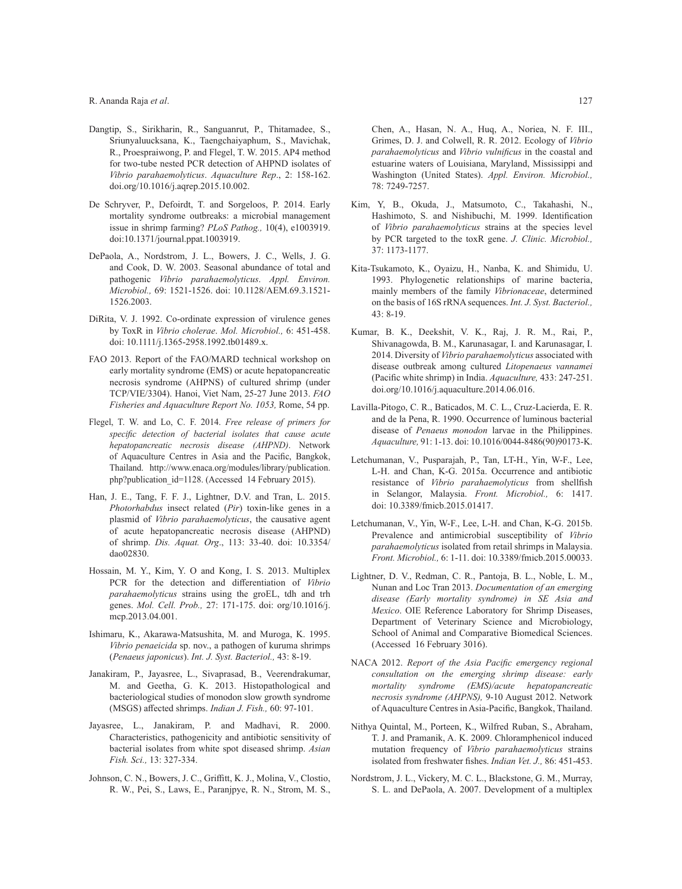Dangtip, S., Sirikharin, R., Sanguanrut, P., Thitamadee, S., Sriunyaluucksana, K., Taengchaiyaphum, S., Mavichak, R., Proespraiwong, P. and Flegel, T. W. 2015. AP4 method for two-tube nested PCR detection of AHPND isolates of *Vibrio parahaemolyticus*. *Aquaculture Rep*., 2: 158-162. doi.org/10.1016/j.aqrep.2015.10.002.

De Schryver, P., Defoirdt, T. and Sorgeloos, P. 2014. Early mortality syndrome outbreaks: a microbial management issue in shrimp farming? *PLoS Pathog.,* 10(4), e1003919. doi:10.1371/journal.ppat.1003919.

DePaola, A., Nordstrom, J. L., Bowers, J. C., Wells, J. G. and Cook, D. W. 2003. Seasonal abundance of total and pathogenic *Vibrio parahaemolyticus*. *Appl. Environ. Microbiol.,* 69: 1521-1526. doi: 10.1128/AEM.69.3.1521-1526.2003.

DiRita, V. J. 1992. Co-ordinate expression of virulence genes by ToxR in *Vibrio cholerae*. *Mol. Microbiol.,* 6: 451-458. doi: 10.1111/j.1365-2958.1992.tb01489.x.

FAO 2013. Report of the FAO/MARD technical workshop on early mortality syndrome (EMS) or acute hepatopancreatic necrosis syndrome (AHPNS) of cultured shrimp (under TCP/VIE/3304). Hanoi, Viet Nam, 25-27 June 2013. *FAO Fisheries and Aquaculture Report No. 1053,* Rome, 54 pp.

Flegel, T. W. and Lo, C. F. 2014. *Free release of primers for specific detection of bacterial isolates that cause acute hepatopancreatic necrosis disease (AHPND)*. Network of Aquaculture Centres in Asia and the Pacific, Bangkok, Thailand. http://www.enaca.org/modules/library/publication.php?publication_id=1128. (Accessed 14 February 2015).

Han, J. E., Tang, F. F. J., Lightner, D.V. and Tran, L. 2015. *Photorhabdus* insect related (*Pir*) toxin-like genes in a plasmid of *Vibrio parahaemolyticus*, the causative agent of acute hepatopancreatic necrosis disease (AHPND) of shrimp. *Dis. Aquat. Org*., 113: 33-40. doi: 10.3354/dao02830.

Hossain, M. Y., Kim, Y. O and Kong, I. S. 2013. Multiplex PCR for the detection and differentiation of *Vibrio parahaemolyticus* strains using the groEL, tdh and trh genes. *Mol. Cell. Prob.,* 27: 171-175. doi: org/10.1016/j.mcp.2013.04.001.

Ishimaru, K., Akarawa-Matsushita, M. and Muroga, K. 1995. *Vibrio penaeicida* sp. nov., a pathogen of kuruma shrimps (*Penaeus japonicus*). *Int. J. Syst. Bacteriol.,* 43: 8-19.

Janakiram, P., Jayasree, L., Sivaprasad, B., Veerendrakumar, M. and Geetha, G. K. 2013. Histopathological and bacteriological studies of monodon slow growth syndrome (MSGS) affected shrimps. *Indian J. Fish.,* 60: 97-101.

Jayasree, L., Janakiram, P. and Madhavi, R. 2000. Characteristics, pathogenicity and antibiotic sensitivity of bacterial isolates from white spot diseased shrimp. *Asian Fish. Sci.,* 13: 327-334.

Johnson, C. N., Bowers, J. C., Griffitt, K. J., Molina, V., Clostio, R. W., Pei, S., Laws, E., Paranjpye, R. N., Strom, M. S., Chen, A., Hasan, N. A., Huq, A., Noriea, N. F. III., Grimes, D. J. and Colwell, R. R. 2012. Ecology of *Vibrio parahaemolyticus* and *Vibrio vulnificus* in the coastal and estuarine waters of Louisiana, Maryland, Mississippi and Washington (United States). *Appl. Environ. Microbiol.,* 78: 7249-7257.

Kim, Y, B., Okuda, J., Matsumoto, C., Takahashi, N., Hashimoto, S. and Nishibuchi, M. 1999. Identification of *Vibrio parahaemolyticus* strains at the species level by PCR targeted to the toxR gene. *J. Clinic. Microbiol.,* 37: 1173-1177.

Kita-Tsukamoto, K., Oyaizu, H., Nanba, K. and Shimidu, U. 1993. Phylogenetic relationships of marine bacteria, mainly members of the family *Vibrionaceae*, determined on the basis of 16S rRNA sequences. *Int. J. Syst. Bacteriol.,* 43: 8-19.

Kumar, B. K., Deekshit, V. K., Raj, J. R. M., Rai, P., Shivanagowda, B. M., Karunasagar, I. and Karunasagar, I. 2014. Diversity of *Vibrio parahaemolyticus* associated with disease outbreak among cultured *Litopenaeus vannamei* (Pacific white shrimp) in India. *Aquaculture,* 433: 247-251. doi.org/10.1016/j.aquaculture.2014.06.016.

Lavilla-Pitogo, C. R., Baticados, M. C. L., Cruz-Lacierda, E. R. and de la Pena, R. 1990. Occurrence of luminous bacterial disease of *Penaeus monodon* larvae in the Philippines. *Aquaculture,* 91: 1-13. doi: 10.1016/0044-8486(90)90173-K.

Letchumanan, V., Pusparajah, P., Tan, LT-H., Yin, W-F., Lee, L-H. and Chan, K-G. 2015a. Occurrence and antibiotic resistance of *Vibrio parahaemolyticus* from shellfish in Selangor, Malaysia. *Front. Microbiol.,* 6: 1417. doi: 10.3389/fmicb.2015.01417.

Letchumanan, V., Yin, W-F., Lee, L-H. and Chan, K-G. 2015b. Prevalence and antimicrobial susceptibility of *Vibrio parahaemolyticus* isolated from retail shrimps in Malaysia. *Front. Microbiol.,* 6: 1-11. doi: 10.3389/fmicb.2015.00033.

Lightner, D. V., Redman, C. R., Pantoja, B. L., Noble, L. M., Nunan and Loc Tran 2013. *Documentation of an emerging disease (Early mortality syndrome) in SE Asia and Mexico*. OIE Reference Laboratory for Shrimp Diseases, Department of Veterinary Science and Microbiology, School of Animal and Comparative Biomedical Sciences. (Accessed 16 February 3016).

NACA 2012. *Report of the Asia Pacific emergency regional consultation on the emerging shrimp disease: early mortality syndrome (EMS)/acute hepatopancreatic necrosis syndrome (AHPNS),* 9-10 August 2012. Network of Aquaculture Centres in Asia-Pacific, Bangkok, Thailand.

Nithya Quintal, M., Porteen, K., Wilfred Ruban, S., Abraham, T. J. and Pramanik, A. K. 2009. Chloramphenicol induced mutation frequency of *Vibrio parahaemolyticus* strains isolated from freshwater fishes. *Indian Vet. J.,* 86: 451-453.

Nordstrom, J. L., Vickery, M. C. L., Blackstone, G. M., Murray, S. L. and DePaola, A. 2007. Development of a multiplex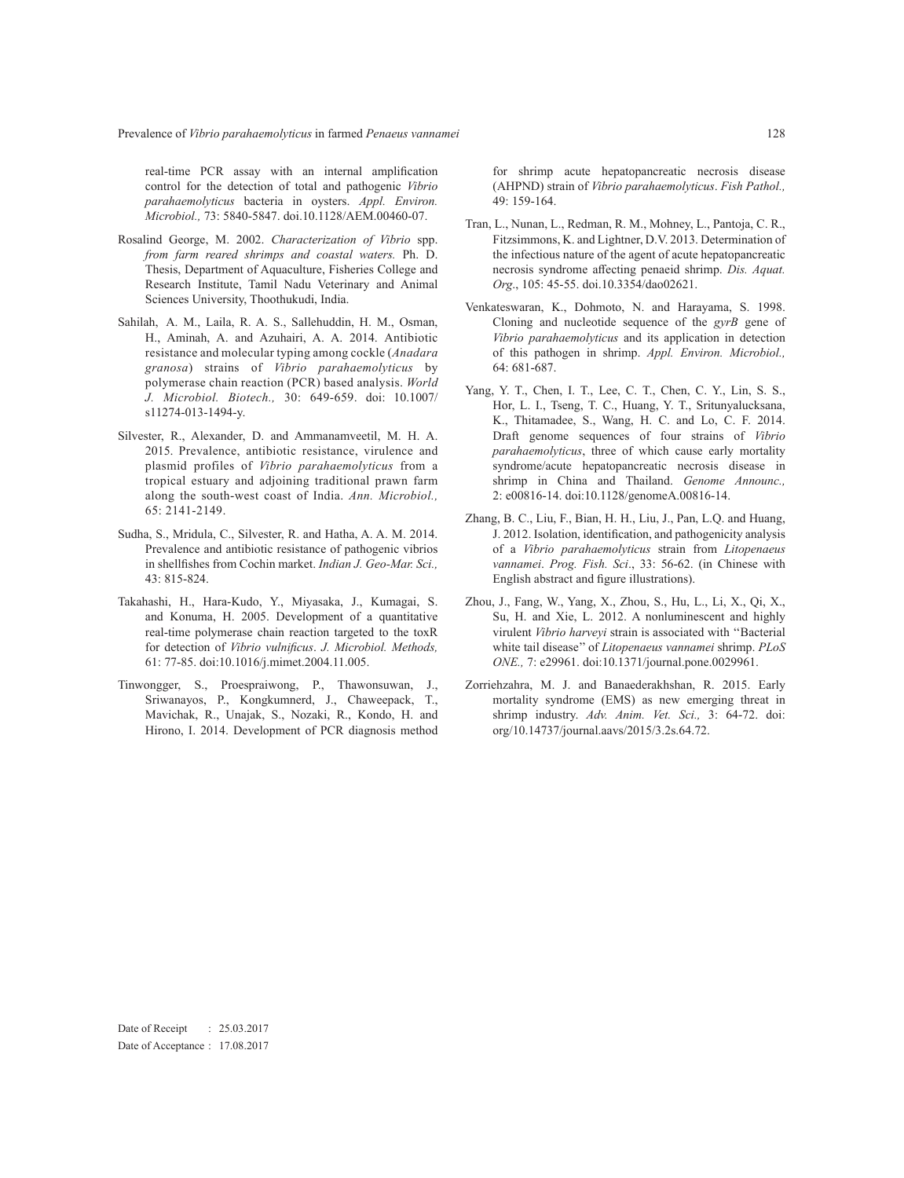real-time PCR assay with an internal amplification control for the detection of total and pathogenic *Vibrio parahaemolyticus* bacteria in oysters. *Appl. Environ. Microbiol.,* 73: 5840-5847. doi.10.1128/AEM.00460-07.

Rosalind George, M. 2002. *Characterization of Vibrio spp. from farm reared shrimps and coastal waters.* Ph. D. Thesis, Department of Aquaculture, Fisheries College and Research Institute, Tamil Nadu Veterinary and Animal Sciences University, Thoothukudi, India.

Sahilah, A. M., Laila, R. A. S., Sallehuddin, H. M., Osman, H., Aminah, A. and Azuhairi, A. A. 2014. Antibiotic resistance and molecular typing among cockle (*Anadara granosa*) strains of *Vibrio parahaemolyticus* by polymerase chain reaction (PCR) based analysis. *World J. Microbiol. Biotech.,* 30: 649-659. doi: 10.1007/s11274-013-1494-y.

Silvester, R., Alexander, D. and Ammanamveetil, M. H. A. 2015. Prevalence, antibiotic resistance, virulence and plasmid profiles of *Vibrio parahaemolyticus* from a tropical estuary and adjoining traditional prawn farm along the south-west coast of India. *Ann. Microbiol.,* 65: 2141-2149.

Sudha, S., Mridula, C., Silvester, R. and Hatha, A. A. M. 2014. Prevalence and antibiotic resistance of pathogenic vibrios in shellfishes from Cochin market. *Indian J. Geo-Mar. Sci.,* 43: 815-824.

Takahashi, H., Hara-Kudo, Y., Miyasaka, J., Kumagai, S. and Konuma, H. 2005. Development of a quantitative real-time polymerase chain reaction targeted to the toxR for detection of *Vibrio vulnificus*. *J. Microbiol. Methods,* 61: 77-85. doi:10.1016/j.mimet.2004.11.005.

Tinwongger, S., Proespraiwong, P., Thawonsuwan, J., Sriwanayos, P., Kongkumnerd, J., Chaweepack, T., Mavichak, R., Unajak, S., Nozaki, R., Kondo, H. and Hirono, I. 2014. Development of PCR diagnosis method for shrimp acute hepatopancreatic necrosis disease (AHPND) strain of *Vibrio parahaemolyticus*. *Fish Pathol.,* 49: 159-164.

Tran, L., Nunan, L., Redman, R. M., Mohney, L., Pantoja, C. R., Fitzsimmons, K. and Lightner, D.V. 2013. Determination of the infectious nature of the agent of acute hepatopancreatic necrosis syndrome affecting penaeid shrimp. *Dis. Aquat. Org*., 105: 45-55. doi.10.3354/dao02621.

Venkateswaran, K., Dohmoto, N. and Harayama, S. 1998. Cloning and nucleotide sequence of the *gyrB* gene of *Vibrio parahaemolyticus* and its application in detection of this pathogen in shrimp. *Appl. Environ. Microbiol.,* 64: 681-687.

Yang, Y. T., Chen, I. T., Lee, C. T., Chen, C. Y., Lin, S. S., Hor, L. I., Tseng, T. C., Huang, Y. T., Sritunyalucksana, K., Thitamadee, S., Wang, H. C. and Lo, C. F. 2014. Draft genome sequences of four strains of *Vibrio parahaemolyticus*, three of which cause early mortality syndrome/acute hepatopancreatic necrosis disease in shrimp in China and Thailand. *Genome Announc.,* 2: e00816-14. doi:10.1128/genomeA.00816-14.

Zhang, B. C., Liu, F., Bian, H. H., Liu, J., Pan, L.Q. and Huang, J. 2012. Isolation, identification, and pathogenicity analysis of a *Vibrio parahaemolyticus* strain from *Litopenaeus vannamei*. *Prog. Fish. Sci*., 33: 56-62. (in Chinese with English abstract and figure illustrations).

Zhou, J., Fang, W., Yang, X., Zhou, S., Hu, L., Li, X., Qi, X., Su, H. and Xie, L. 2012. A nonluminescent and highly virulent *Vibrio harveyi* strain is associated with ''Bacterial white tail disease'' of *Litopenaeus vannamei* shrimp. *PLoS ONE.,* 7: e29961. doi:10.1371/journal.pone.0029961.

Zorriehzahra, M. J. and Banaederakhshan, R. 2015. Early mortality syndrome (EMS) as new emerging threat in shrimp industry. *Adv. Anim. Vet. Sci.,* 3: 64-72. doi: org/10.14737/journal.aavs/2015/3.2s.64.72.

Date of Receipt : 25.03.2017
Date of Acceptance : 17.08.2017